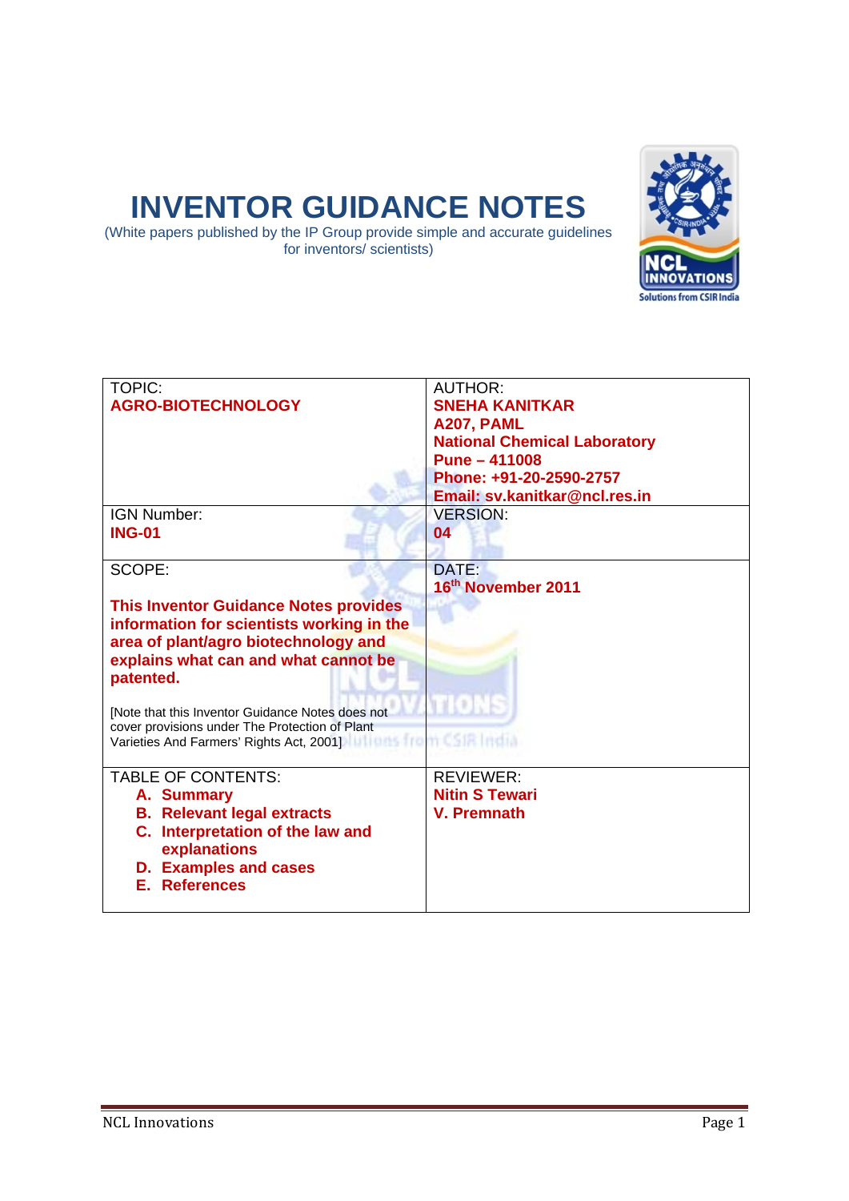# INVENTOR GUIDANCE NOTES

(White papers published by the IP Group provide simple and accurate guidelines for inventors/ scientists)

| TOPIC:<br>**AGRO-BIOTECHNOLOGY** | AUTHOR:<br>**SNEHA KANITKAR**<br>**A207, PAML**<br>**National Chemical Laboratory**<br>**Pune – 411008**<br>**Phone: +91-20-2590-2757**<br>**Email: sv.kanitkar@ncl.res.in** |
|---|---|
| IGN Number:<br>**ING-01** | VERSION:<br>**04** |
| SCOPE:<br><br>**This Inventor Guidance Notes provides information for scientists working in the area of plant/agro biotechnology and explains what can and what cannot be patented.**<br><br>[Note that this Inventor Guidance Notes does not cover provisions under The Protection of Plant Varieties And Farmers' Rights Act, 2001] | DATE:<br>**16th November 2011** |
| TABLE OF CONTENTS:<br>**A. Summary**<br>**B. Relevant legal extracts**<br>**C. Interpretation of the law and explanations**<br>**D. Examples and cases**<br>**E. References** | REVIEWER:<br>**Nitin S Tewari**<br>**V. Premnath** |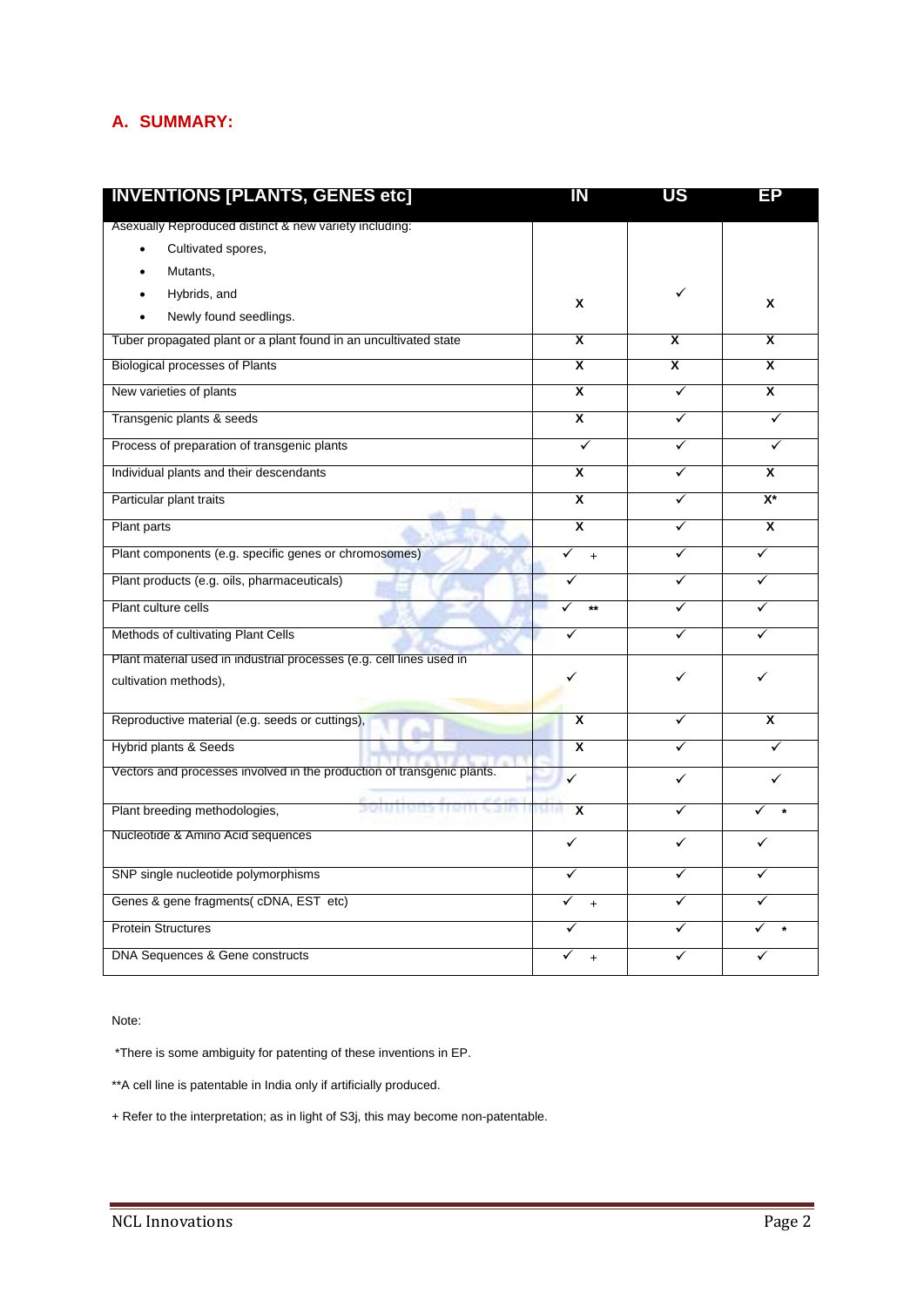## A. SUMMARY:

| INVENTIONS [PLANTS, GENES etc] | IN | US | EP |
|---|---|---|---|
| Asexually Reproduced distinct & new variety including: <br>• Cultivated spores, <br>• Mutants, <br>• Hybrids, and <br>• Newly found seedlings. | x | ✓ | x |
| Tuber propagated plant or a plant found in an uncultivated state | X | X | X |
| Biological processes of Plants | X | X | X |
| New varieties of plants | X | ✓ | X |
| Transgenic plants & seeds | X | ✓ | ✓ |
| Process of preparation of transgenic plants | ✓ | ✓ | ✓ |
| Individual plants and their descendants | X | ✓ | X |
| Particular plant traits | X | ✓ | X* |
| Plant parts | X | ✓ | X |
| Plant components (e.g. specific genes or chromosomes) | ✓ + | ✓ | ✓ |
| Plant products (e.g. oils, pharmaceuticals) | ✓ | ✓ | ✓ |
| Plant culture cells | ✓ ** | ✓ | ✓ |
| Methods of cultivating Plant Cells | ✓ | ✓ | ✓ |
| Plant material used in industrial processes (e.g. cell lines used in cultivation methods), | ✓ | ✓ | ✓ |
| Reproductive material (e.g. seeds or cuttings), | X | ✓ | X |
| Hybrid plants & Seeds | X | ✓ | ✓ |
| Vectors and processes involved in the production of transgenic plants. | ✓ | ✓ | ✓ |
| Plant breeding methodologies, | X | ✓ | ✓ * |
| Nucleotide & Amino Acid sequences | ✓ | ✓ | ✓ |
| SNP single nucleotide polymorphisms | ✓ | ✓ | ✓ |
| Genes & gene fragments( cDNA, EST etc) | ✓ + | ✓ | ✓ |
| Protein Structures | ✓ | ✓ | ✓ * |
| DNA Sequences & Gene constructs | ✓ + | ✓ | ✓ |

Note:

*There is some ambiguity for patenting of these inventions in EP.

**A cell line is patentable in India only if artificially produced.

+ Refer to the interpretation; as in light of S3j, this may become non-patentable.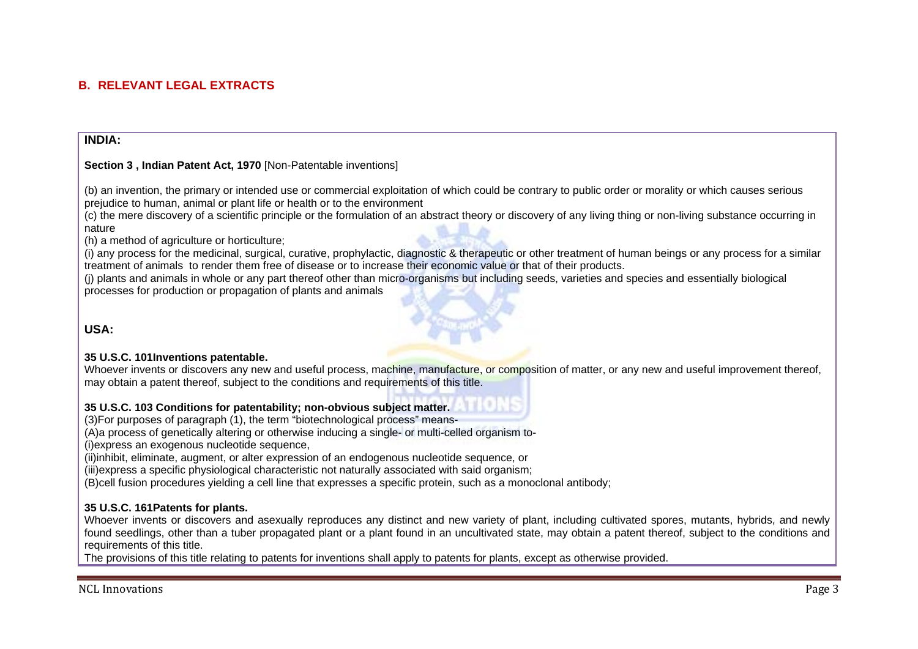## B. RELEVANT LEGAL EXTRACTS

**INDIA:**

**Section 3 , Indian Patent Act, 1970** [Non-Patentable inventions]

(b) an invention, the primary or intended use or commercial exploitation of which could be contrary to public order or morality or which causes serious prejudice to human, animal or plant life or health or to the environment

(c) the mere discovery of a scientific principle or the formulation of an abstract theory or discovery of any living thing or non-living substance occurring in nature

(h) a method of agriculture or horticulture;

(i) any process for the medicinal, surgical, curative, prophylactic, diagnostic & therapeutic or other treatment of human beings or any process for a similar treatment of animals to render them free of disease or to increase their economic value or that of their products.

(j) plants and animals in whole or any part thereof other than micro-organisms but including seeds, varieties and species and essentially biological processes for production or propagation of plants and animals

**USA:**

**35 U.S.C. 101Inventions patentable.**

Whoever invents or discovers any new and useful process, machine, manufacture, or composition of matter, or any new and useful improvement thereof, may obtain a patent thereof, subject to the conditions and requirements of this title.

**35 U.S.C. 103 Conditions for patentability; non-obvious subject matter.**

(3)For purposes of paragraph (1), the term "biotechnological process" means-

(A)a process of genetically altering or otherwise inducing a single- or multi-celled organism to-

(i)express an exogenous nucleotide sequence,

(ii)inhibit, eliminate, augment, or alter expression of an endogenous nucleotide sequence, or

(iii)express a specific physiological characteristic not naturally associated with said organism;

(B)cell fusion procedures yielding a cell line that expresses a specific protein, such as a monoclonal antibody;

**35 U.S.C. 161Patents for plants.**

Whoever invents or discovers and asexually reproduces any distinct and new variety of plant, including cultivated spores, mutants, hybrids, and newly found seedlings, other than a tuber propagated plant or a plant found in an uncultivated state, may obtain a patent thereof, subject to the conditions and requirements of this title.

The provisions of this title relating to patents for inventions shall apply to patents for plants, except as otherwise provided.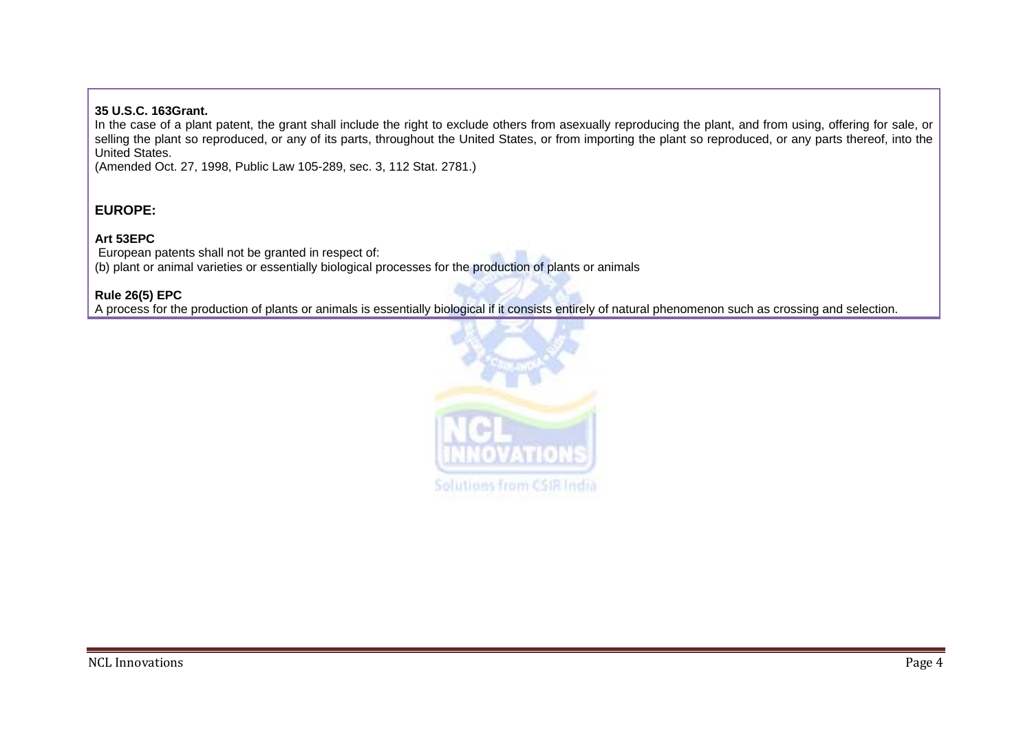**35 U.S.C. 163Grant.**

In the case of a plant patent, the grant shall include the right to exclude others from asexually reproducing the plant, and from using, offering for sale, or selling the plant so reproduced, or any of its parts, throughout the United States, or from importing the plant so reproduced, or any parts thereof, into the United States.

(Amended Oct. 27, 1998, Public Law 105-289, sec. 3, 112 Stat. 2781.)

**EUROPE:**

**Art 53EPC**

European patents shall not be granted in respect of:

(b) plant or animal varieties or essentially biological processes for the production of plants or animals

**Rule 26(5) EPC**

A process for the production of plants or animals is essentially biological if it consists entirely of natural phenomenon such as crossing and selection.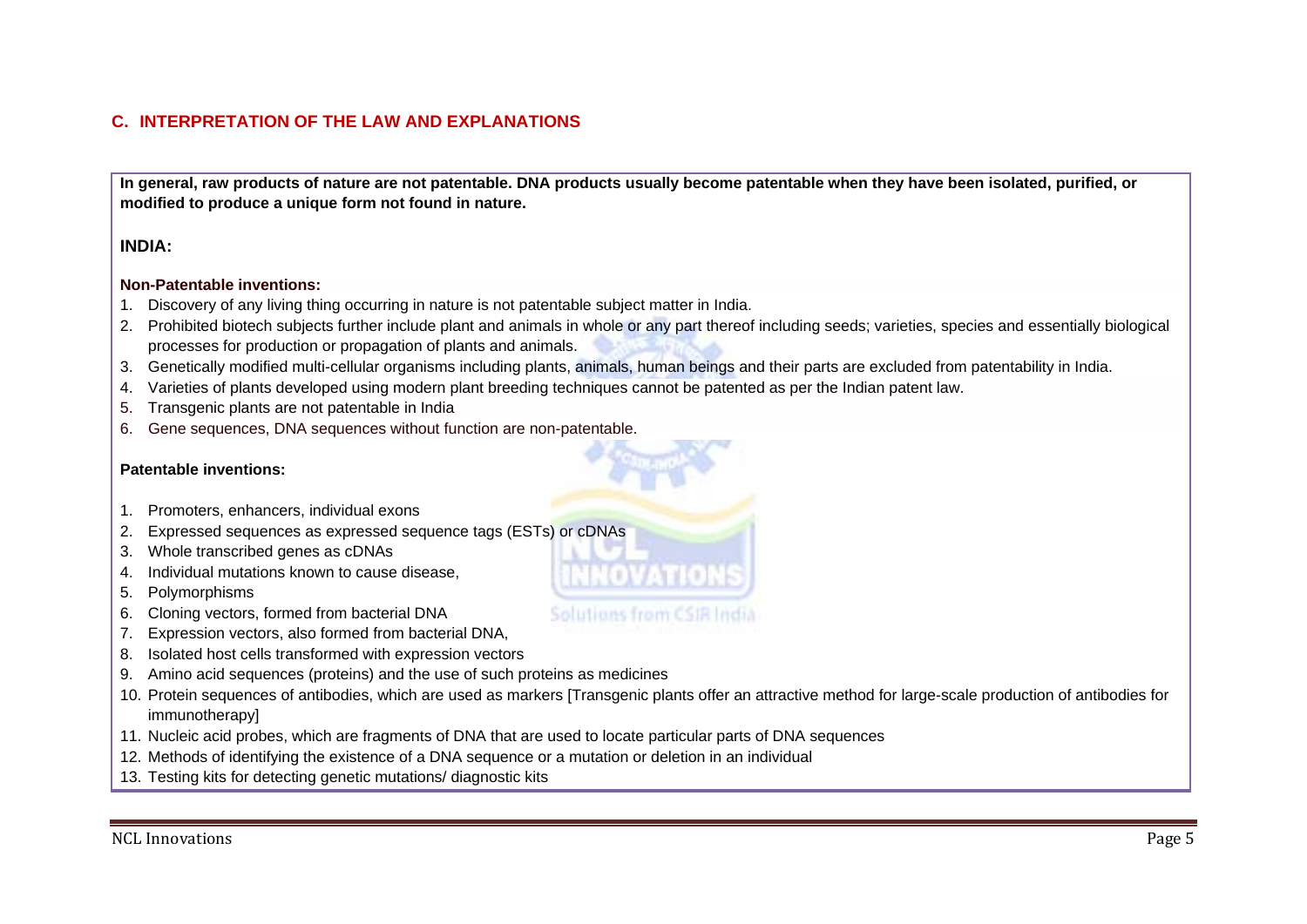## C. INTERPRETATION OF THE LAW AND EXPLANATIONS

**In general, raw products of nature are not patentable. DNA products usually become patentable when they have been isolated, purified, or modified to produce a unique form not found in nature.**

### INDIA:

**Non-Patentable inventions:**

1. Discovery of any living thing occurring in nature is not patentable subject matter in India.
2. Prohibited biotech subjects further include plant and animals in whole or any part thereof including seeds; varieties, species and essentially biological processes for production or propagation of plants and animals.
3. Genetically modified multi-cellular organisms including plants, animals, human beings and their parts are excluded from patentability in India.
4. Varieties of plants developed using modern plant breeding techniques cannot be patented as per the Indian patent law.
5. Transgenic plants are not patentable in India
6. Gene sequences, DNA sequences without function are non-patentable.

**Patentable inventions:**

1. Promoters, enhancers, individual exons
2. Expressed sequences as expressed sequence tags (ESTs) or cDNAs
3. Whole transcribed genes as cDNAs
4. Individual mutations known to cause disease,
5. Polymorphisms
6. Cloning vectors, formed from bacterial DNA
7. Expression vectors, also formed from bacterial DNA,
8. Isolated host cells transformed with expression vectors
9. Amino acid sequences (proteins) and the use of such proteins as medicines
10. Protein sequences of antibodies, which are used as markers [Transgenic plants offer an attractive method for large-scale production of antibodies for immunotherapy]
11. Nucleic acid probes, which are fragments of DNA that are used to locate particular parts of DNA sequences
12. Methods of identifying the existence of a DNA sequence or a mutation or deletion in an individual
13. Testing kits for detecting genetic mutations/ diagnostic kits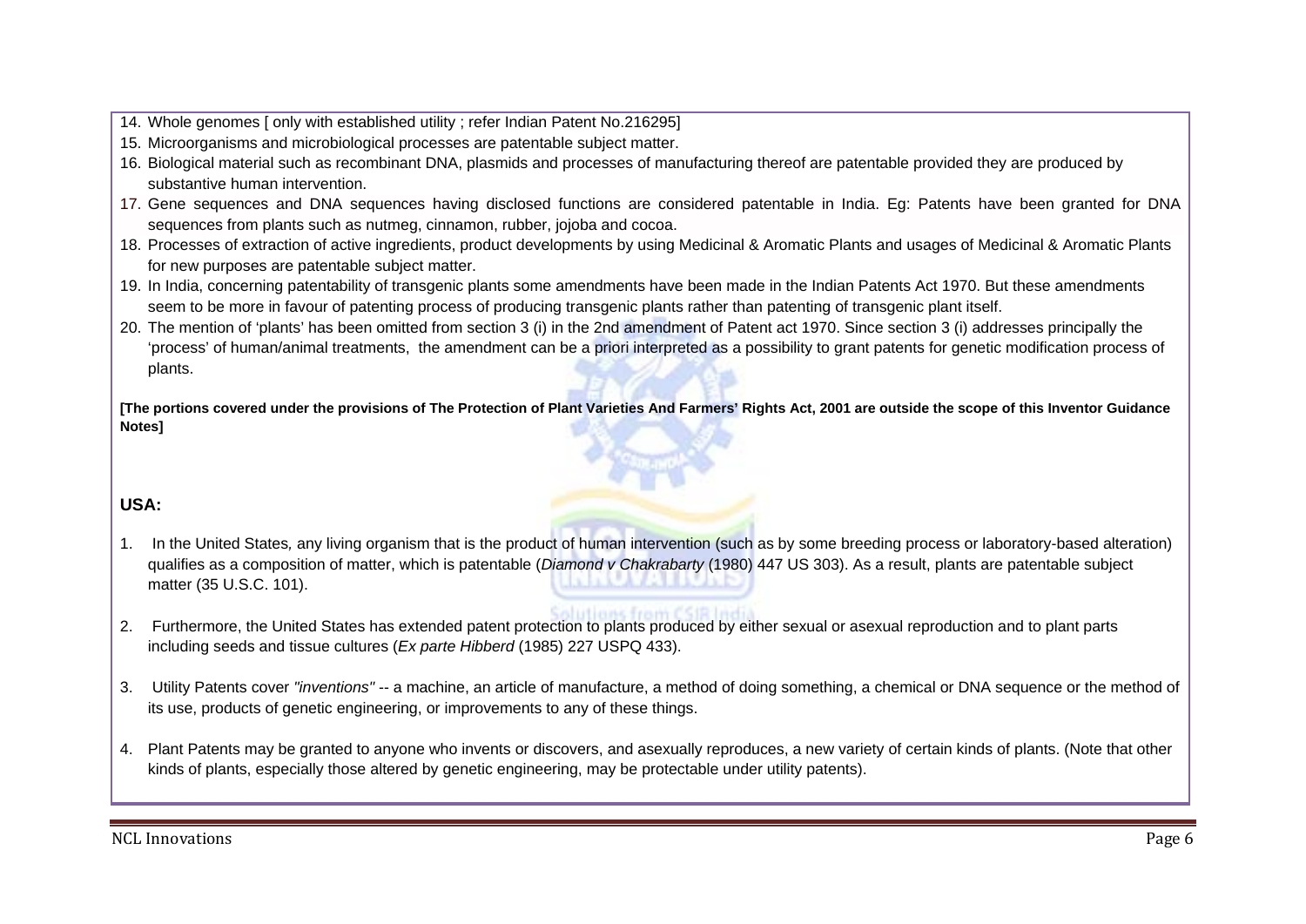14. Whole genomes [ only with established utility ; refer Indian Patent No.216295]
15. Microorganisms and microbiological processes are patentable subject matter.
16. Biological material such as recombinant DNA, plasmids and processes of manufacturing thereof are patentable provided they are produced by substantive human intervention.
17. Gene sequences and DNA sequences having disclosed functions are considered patentable in India. Eg: Patents have been granted for DNA sequences from plants such as nutmeg, cinnamon, rubber, jojoba and cocoa.
18. Processes of extraction of active ingredients, product developments by using Medicinal & Aromatic Plants and usages of Medicinal & Aromatic Plants for new purposes are patentable subject matter.
19. In India, concerning patentability of transgenic plants some amendments have been made in the Indian Patents Act 1970. But these amendments seem to be more in favour of patenting process of producing transgenic plants rather than patenting of transgenic plant itself.
20. The mention of 'plants' has been omitted from section 3 (i) in the 2nd amendment of Patent act 1970. Since section 3 (i) addresses principally the 'process' of human/animal treatments, the amendment can be a priori interpreted as a possibility to grant patents for genetic modification process of plants.

**[The portions covered under the provisions of The Protection of Plant Varieties And Farmers' Rights Act, 2001 are outside the scope of this Inventor Guidance Notes]**

### USA:

1. In the United States, any living organism that is the product of human intervention (such as by some breeding process or laboratory-based alteration) qualifies as a composition of matter, which is patentable (*Diamond v Chakrabarty* (1980) 447 US 303). As a result, plants are patentable subject matter (35 U.S.C. 101).

2. Furthermore, the United States has extended patent protection to plants produced by either sexual or asexual reproduction and to plant parts including seeds and tissue cultures (*Ex parte Hibberd* (1985) 227 USPQ 433).

3. Utility Patents cover *"inventions"* -- a machine, an article of manufacture, a method of doing something, a chemical or DNA sequence or the method of its use, products of genetic engineering, or improvements to any of these things.

4. Plant Patents may be granted to anyone who invents or discovers, and asexually reproduces, a new variety of certain kinds of plants. (Note that other kinds of plants, especially those altered by genetic engineering, may be protectable under utility patents).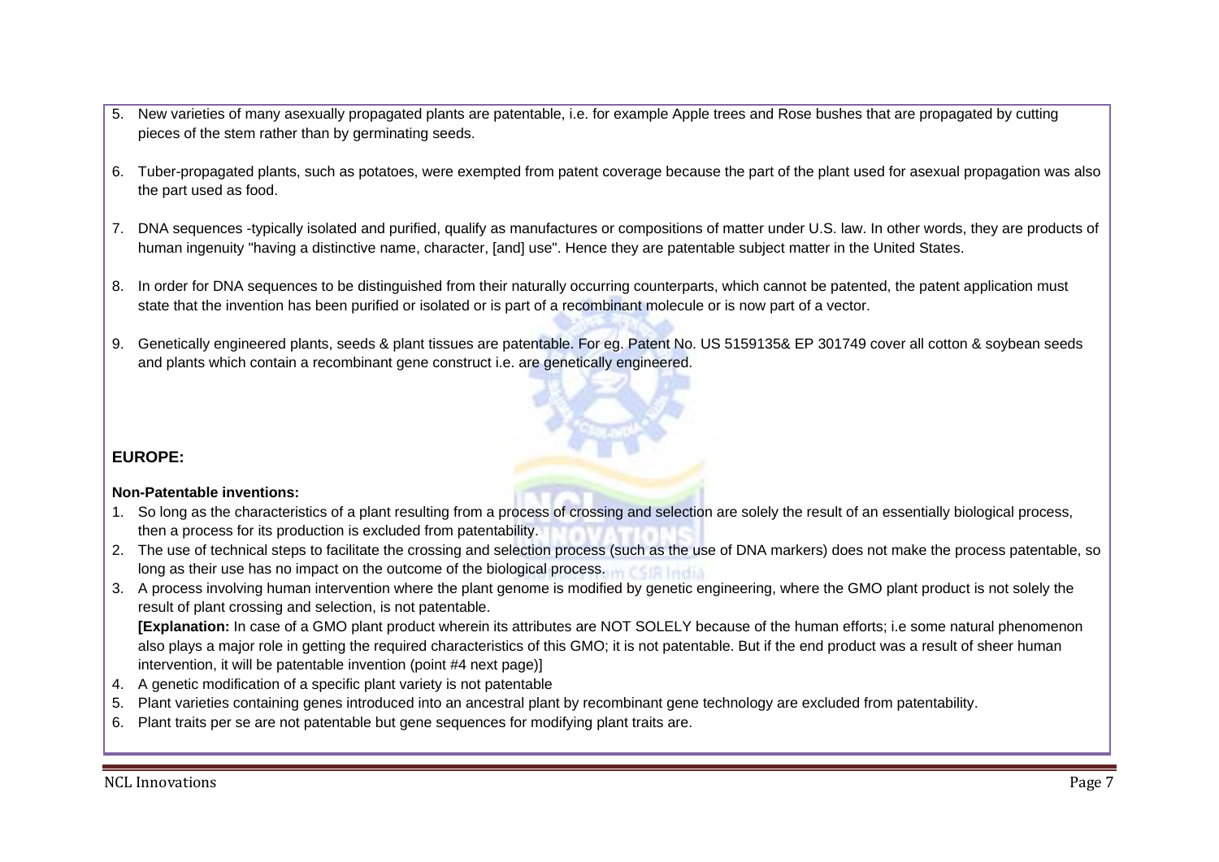5. New varieties of many asexually propagated plants are patentable, i.e. for example Apple trees and Rose bushes that are propagated by cutting pieces of the stem rather than by germinating seeds.

6. Tuber-propagated plants, such as potatoes, were exempted from patent coverage because the part of the plant used for asexual propagation was also the part used as food.

7. DNA sequences -typically isolated and purified, qualify as manufactures or compositions of matter under U.S. law. In other words, they are products of human ingenuity "having a distinctive name, character, [and] use". Hence they are patentable subject matter in the United States.

8. In order for DNA sequences to be distinguished from their naturally occurring counterparts, which cannot be patented, the patent application must state that the invention has been purified or isolated or is part of a recombinant molecule or is now part of a vector.

9. Genetically engineered plants, seeds & plant tissues are patentable. For eg. Patent No. US 5159135& EP 301749 cover all cotton & soybean seeds and plants which contain a recombinant gene construct i.e. are genetically engineered.

**EUROPE:**

**Non-Patentable inventions:**

1. So long as the characteristics of a plant resulting from a process of crossing and selection are solely the result of an essentially biological process, then a process for its production is excluded from patentability.
2. The use of technical steps to facilitate the crossing and selection process (such as the use of DNA markers) does not make the process patentable, so long as their use has no impact on the outcome of the biological process.
3. A process involving human intervention where the plant genome is modified by genetic engineering, where the GMO plant product is not solely the result of plant crossing and selection, is not patentable.
   **[Explanation:** In case of a GMO plant product wherein its attributes are NOT SOLELY because of the human efforts; i.e some natural phenomenon also plays a major role in getting the required characteristics of this GMO; it is not patentable. But if the end product was a result of sheer human intervention, it will be patentable invention (point #4 next page)]
4. A genetic modification of a specific plant variety is not patentable
5. Plant varieties containing genes introduced into an ancestral plant by recombinant gene technology are excluded from patentability.
6. Plant traits per se are not patentable but gene sequences for modifying plant traits are.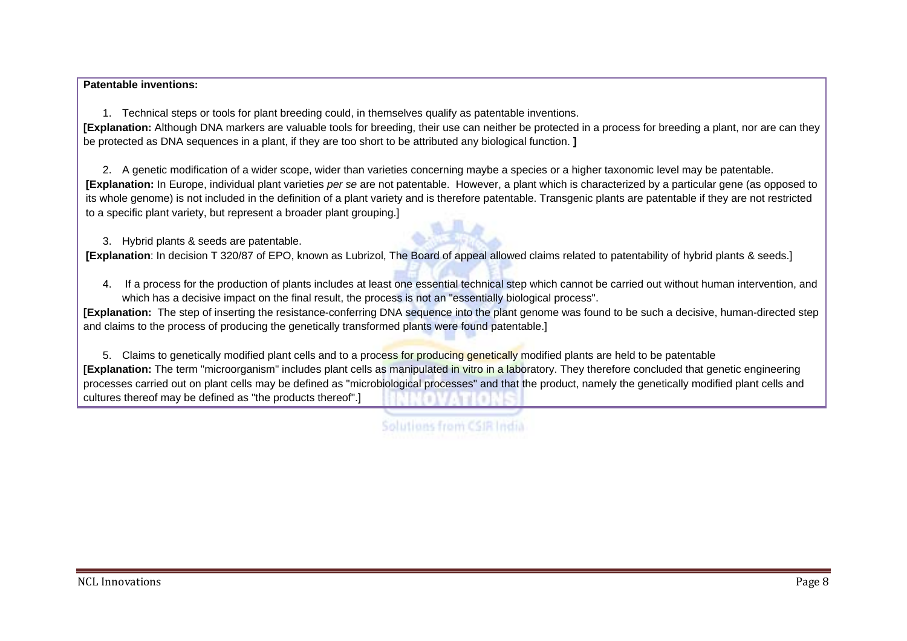**Patentable inventions:**

1. Technical steps or tools for plant breeding could, in themselves qualify as patentable inventions.

**[Explanation:** Although DNA markers are valuable tools for breeding, their use can neither be protected in a process for breeding a plant, nor are can they be protected as DNA sequences in a plant, if they are too short to be attributed any biological function. **]**

2. A genetic modification of a wider scope, wider than varieties concerning maybe a species or a higher taxonomic level may be patentable.

**[Explanation:** In Europe, individual plant varieties *per se* are not patentable. However, a plant which is characterized by a particular gene (as opposed to its whole genome) is not included in the definition of a plant variety and is therefore patentable. Transgenic plants are patentable if they are not restricted to a specific plant variety, but represent a broader plant grouping.]

3. Hybrid plants & seeds are patentable.

**[Explanation**: In decision T 320/87 of EPO, known as Lubrizol, The Board of appeal allowed claims related to patentability of hybrid plants & seeds.]

4. If a process for the production of plants includes at least one essential technical step which cannot be carried out without human intervention, and which has a decisive impact on the final result, the process is not an "essentially biological process".

**[Explanation:** The step of inserting the resistance-conferring DNA sequence into the plant genome was found to be such a decisive, human-directed step and claims to the process of producing the genetically transformed plants were found patentable.]

5. Claims to genetically modified plant cells and to a process for producing genetically modified plants are held to be patentable

**[Explanation:** The term "microorganism" includes plant cells as manipulated in vitro in a laboratory. They therefore concluded that genetic engineering processes carried out on plant cells may be defined as "microbiological processes" and that the product, namely the genetically modified plant cells and cultures thereof may be defined as "the products thereof".]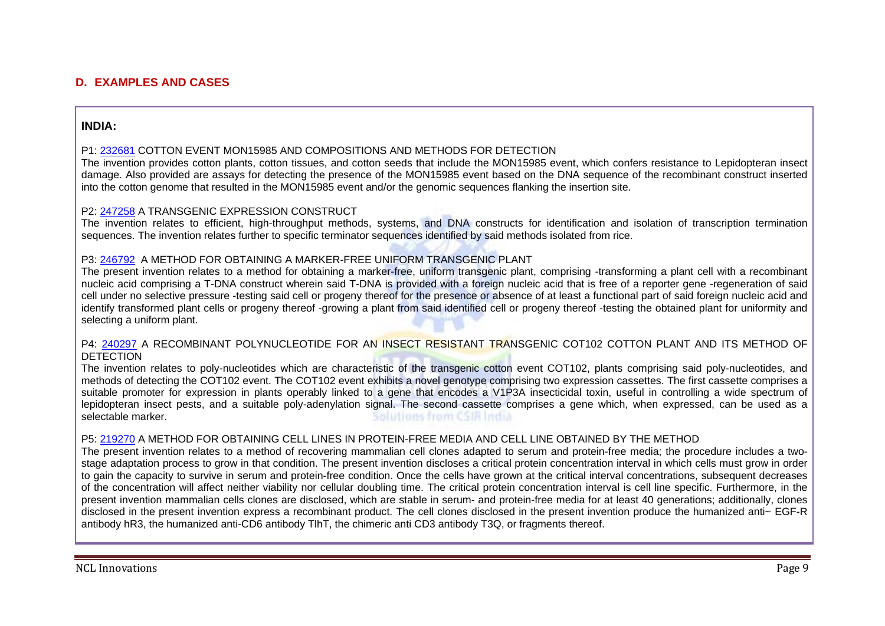## D. EXAMPLES AND CASES

**INDIA:**

P1: 232681 COTTON EVENT MON15985 AND COMPOSITIONS AND METHODS FOR DETECTION
The invention provides cotton plants, cotton tissues, and cotton seeds that include the MON15985 event, which confers resistance to Lepidopteran insect damage. Also provided are assays for detecting the presence of the MON15985 event based on the DNA sequence of the recombinant construct inserted into the cotton genome that resulted in the MON15985 event and/or the genomic sequences flanking the insertion site.

P2: 247258 A TRANSGENIC EXPRESSION CONSTRUCT
The invention relates to efficient, high-throughput methods, systems, and DNA constructs for identification and isolation of transcription termination sequences. The invention relates further to specific terminator sequences identified by said methods isolated from rice.

P3: 246792 A METHOD FOR OBTAINING A MARKER-FREE UNIFORM TRANSGENIC PLANT
The present invention relates to a method for obtaining a marker-free, uniform transgenic plant, comprising -transforming a plant cell with a recombinant nucleic acid comprising a T-DNA construct wherein said T-DNA is provided with a foreign nucleic acid that is free of a reporter gene -regeneration of said cell under no selective pressure -testing said cell or progeny thereof for the presence or absence of at least a functional part of said foreign nucleic acid and identify transformed plant cells or progeny thereof -growing a plant from said identified cell or progeny thereof -testing the obtained plant for uniformity and selecting a uniform plant.

P4: 240297 A RECOMBINANT POLYNUCLEOTIDE FOR AN INSECT RESISTANT TRANSGENIC COT102 COTTON PLANT AND ITS METHOD OF DETECTION
The invention relates to poly-nucleotides which are characteristic of the transgenic cotton event COT102, plants comprising said poly-nucleotides, and methods of detecting the COT102 event. The COT102 event exhibits a novel genotype comprising two expression cassettes. The first cassette comprises a suitable promoter for expression in plants operably linked to a gene that encodes a V1P3A insecticidal toxin, useful in controlling a wide spectrum of lepidopteran insect pests, and a suitable poly-adenylation signal. The second cassette comprises a gene which, when expressed, can be used as a selectable marker.

P5: 219270 A METHOD FOR OBTAINING CELL LINES IN PROTEIN-FREE MEDIA AND CELL LINE OBTAINED BY THE METHOD
The present invention relates to a method of recovering mammalian cell clones adapted to serum and protein-free media; the procedure includes a two-stage adaptation process to grow in that condition. The present invention discloses a critical protein concentration interval in which cells must grow in order to gain the capacity to survive in serum and protein-free condition. Once the cells have grown at the critical interval concentrations, subsequent decreases of the concentration will affect neither viability nor cellular doubling time. The critical protein concentration interval is cell line specific. Furthermore, in the present invention mammalian cells clones are disclosed, which are stable in serum- and protein-free media for at least 40 generations; additionally, clones disclosed in the present invention express a recombinant product. The cell clones disclosed in the present invention produce the humanized anti~ EGF-R antibody hR3, the humanized anti-CD6 antibody TlhT, the chimeric anti CD3 antibody T3Q, or fragments thereof.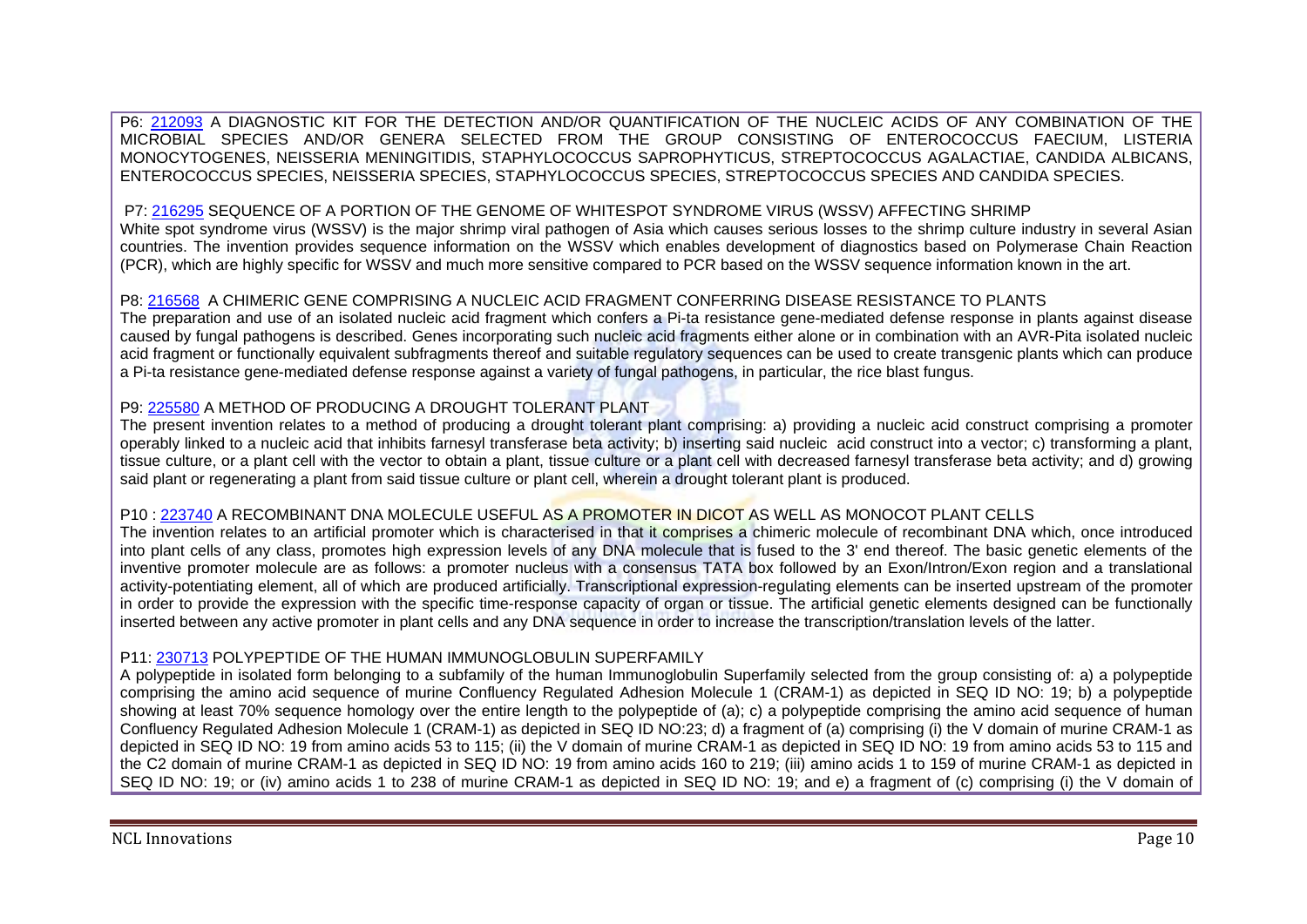P6: [212093] A DIAGNOSTIC KIT FOR THE DETECTION AND/OR QUANTIFICATION OF THE NUCLEIC ACIDS OF ANY COMBINATION OF THE MICROBIAL SPECIES AND/OR GENERA SELECTED FROM THE GROUP CONSISTING OF ENTEROCOCCUS FAECIUM, LISTERIA MONOCYTOGENES, NEISSERIA MENINGITIDIS, STAPHYLOCOCCUS SAPROPHYTICUS, STREPTOCOCCUS AGALACTIAE, CANDIDA ALBICANS, ENTEROCOCCUS SPECIES, NEISSERIA SPECIES, STAPHYLOCOCCUS SPECIES, STREPTOCOCCUS SPECIES AND CANDIDA SPECIES.

P7: [216295] SEQUENCE OF A PORTION OF THE GENOME OF WHITESPOT SYNDROME VIRUS (WSSV) AFFECTING SHRIMP
White spot syndrome virus (WSSV) is the major shrimp viral pathogen of Asia which causes serious losses to the shrimp culture industry in several Asian countries. The invention provides sequence information on the WSSV which enables development of diagnostics based on Polymerase Chain Reaction (PCR), which are highly specific for WSSV and much more sensitive compared to PCR based on the WSSV sequence information known in the art.

P8: [216568] A CHIMERIC GENE COMPRISING A NUCLEIC ACID FRAGMENT CONFERRING DISEASE RESISTANCE TO PLANTS
The preparation and use of an isolated nucleic acid fragment which confers a Pi-ta resistance gene-mediated defense response in plants against disease caused by fungal pathogens is described. Genes incorporating such nucleic acid fragments either alone or in combination with an AVR-Pita isolated nucleic acid fragment or functionally equivalent subfragments thereof and suitable regulatory sequences can be used to create transgenic plants which can produce a Pi-ta resistance gene-mediated defense response against a variety of fungal pathogens, in particular, the rice blast fungus.

P9: [225580] A METHOD OF PRODUCING A DROUGHT TOLERANT PLANT
The present invention relates to a method of producing a drought tolerant plant comprising: a) providing a nucleic acid construct comprising a promoter operably linked to a nucleic acid that inhibits farnesyl transferase beta activity; b) inserting said nucleic acid construct into a vector; c) transforming a plant, tissue culture, or a plant cell with the vector to obtain a plant, tissue culture or a plant cell with decreased farnesyl transferase beta activity; and d) growing said plant or regenerating a plant from said tissue culture or plant cell, wherein a drought tolerant plant is produced.

P10 : [223740] A RECOMBINANT DNA MOLECULE USEFUL AS A PROMOTER IN DICOT AS WELL AS MONOCOT PLANT CELLS
The invention relates to an artificial promoter which is characterised in that it comprises a chimeric molecule of recombinant DNA which, once introduced into plant cells of any class, promotes high expression levels of any DNA molecule that is fused to the 3' end thereof. The basic genetic elements of the inventive promoter molecule are as follows: a promoter nucleus with a consensus TATA box followed by an Exon/Intron/Exon region and a translational activity-potentiating element, all of which are produced artificially. Transcriptional expression-regulating elements can be inserted upstream of the promoter in order to provide the expression with the specific time-response capacity of organ or tissue. The artificial genetic elements designed can be functionally inserted between any active promoter in plant cells and any DNA sequence in order to increase the transcription/translation levels of the latter.

P11: [230713] POLYPEPTIDE OF THE HUMAN IMMUNOGLOBULIN SUPERFAMILY
A polypeptide in isolated form belonging to a subfamily of the human Immunoglobulin Superfamily selected from the group consisting of: a) a polypeptide comprising the amino acid sequence of murine Confluency Regulated Adhesion Molecule 1 (CRAM-1) as depicted in SEQ ID NO: 19; b) a polypeptide showing at least 70% sequence homology over the entire length to the polypeptide of (a); c) a polypeptide comprising the amino acid sequence of human Confluency Regulated Adhesion Molecule 1 (CRAM-1) as depicted in SEQ ID NO:23; d) a fragment of (a) comprising (i) the V domain of murine CRAM-1 as depicted in SEQ ID NO: 19 from amino acids 53 to 115; (ii) the V domain of murine CRAM-1 as depicted in SEQ ID NO: 19 from amino acids 53 to 115 and the C2 domain of murine CRAM-1 as depicted in SEQ ID NO: 19 from amino acids 160 to 219; (iii) amino acids 1 to 159 of murine CRAM-1 as depicted in SEQ ID NO: 19; or (iv) amino acids 1 to 238 of murine CRAM-1 as depicted in SEQ ID NO: 19; and e) a fragment of (c) comprising (i) the V domain of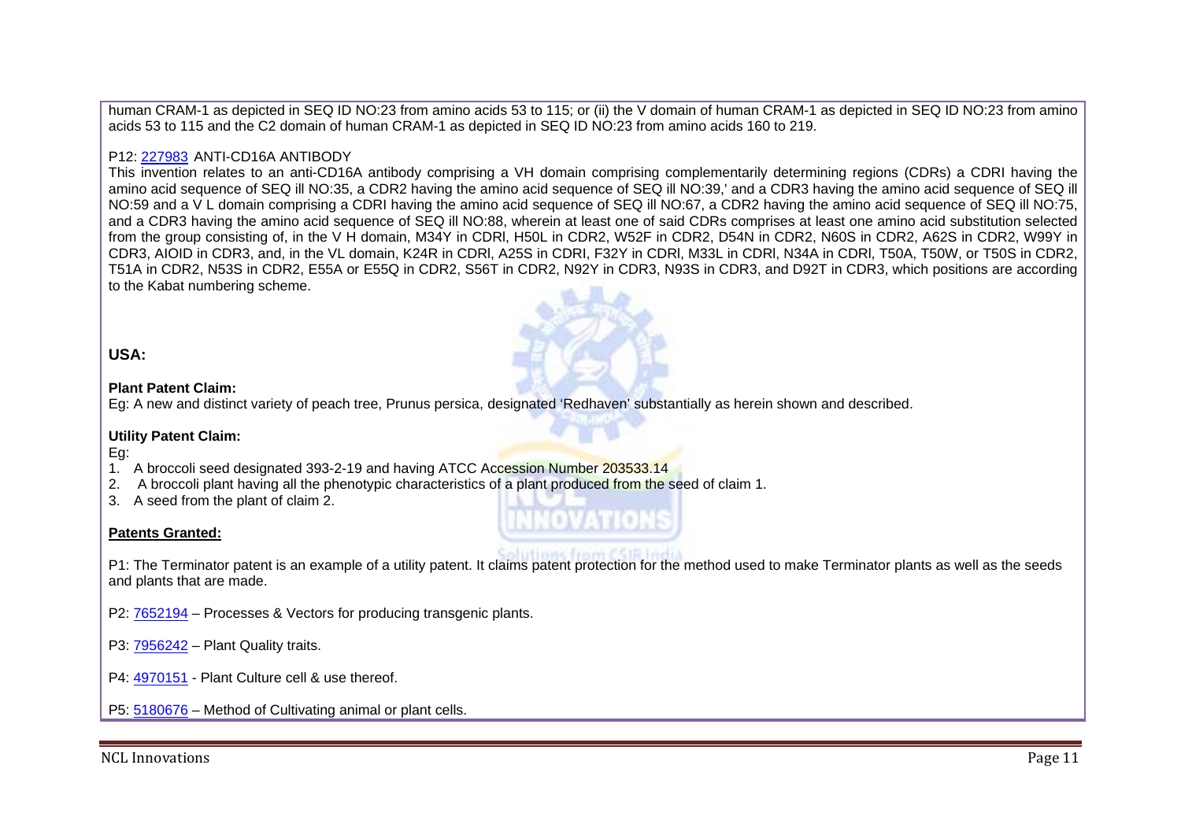human CRAM-1 as depicted in SEQ ID NO:23 from amino acids 53 to 115; or (ii) the V domain of human CRAM-1 as depicted in SEQ ID NO:23 from amino acids 53 to 115 and the C2 domain of human CRAM-1 as depicted in SEQ ID NO:23 from amino acids 160 to 219.

P12: [227983](227983) ANTI-CD16A ANTIBODY

This invention relates to an anti-CD16A antibody comprising a VH domain comprising complementarily determining regions (CDRs) a CDRI having the amino acid sequence of SEQ ill NO:35, a CDR2 having the amino acid sequence of SEQ ill NO:39,' and a CDR3 having the amino acid sequence of SEQ ill NO:59 and a V L domain comprising a CDRI having the amino acid sequence of SEQ ill NO:67, a CDR2 having the amino acid sequence of SEQ ill NO:75, and a CDR3 having the amino acid sequence of SEQ ill NO:88, wherein at least one of said CDRs comprises at least one amino acid substitution selected from the group consisting of, in the V H domain, M34Y in CDRl, H50L in CDR2, W52F in CDR2, D54N in CDR2, N60S in CDR2, A62S in CDR2, W99Y in CDR3, AIOID in CDR3, and, in the VL domain, K24R in CDRl, A25S in CDRI, F32Y in CDRl, M33L in CDRl, N34A in CDRl, T50A, T50W, or T50S in CDR2, T51A in CDR2, N53S in CDR2, E55A or E55Q in CDR2, S56T in CDR2, N92Y in CDR3, N93S in CDR3, and D92T in CDR3, which positions are according to the Kabat numbering scheme.

**USA:**

**Plant Patent Claim:**

Eg: A new and distinct variety of peach tree, Prunus persica, designated 'Redhaven' substantially as herein shown and described.

**Utility Patent Claim:**

Eg:

1. A broccoli seed designated 393-2-19 and having ATCC Accession Number 203533.14
2. A broccoli plant having all the phenotypic characteristics of a plant produced from the seed of claim 1.
3. A seed from the plant of claim 2.

**Patents Granted:**

P1: The Terminator patent is an example of a utility patent. It claims patent protection for the method used to make Terminator plants as well as the seeds and plants that are made.

P2: [7652194](7652194) – Processes & Vectors for producing transgenic plants.

P3: [7956242](7956242) – Plant Quality traits.

P4: [4970151](4970151) - Plant Culture cell & use thereof.

P5: [5180676](5180676) – Method of Cultivating animal or plant cells.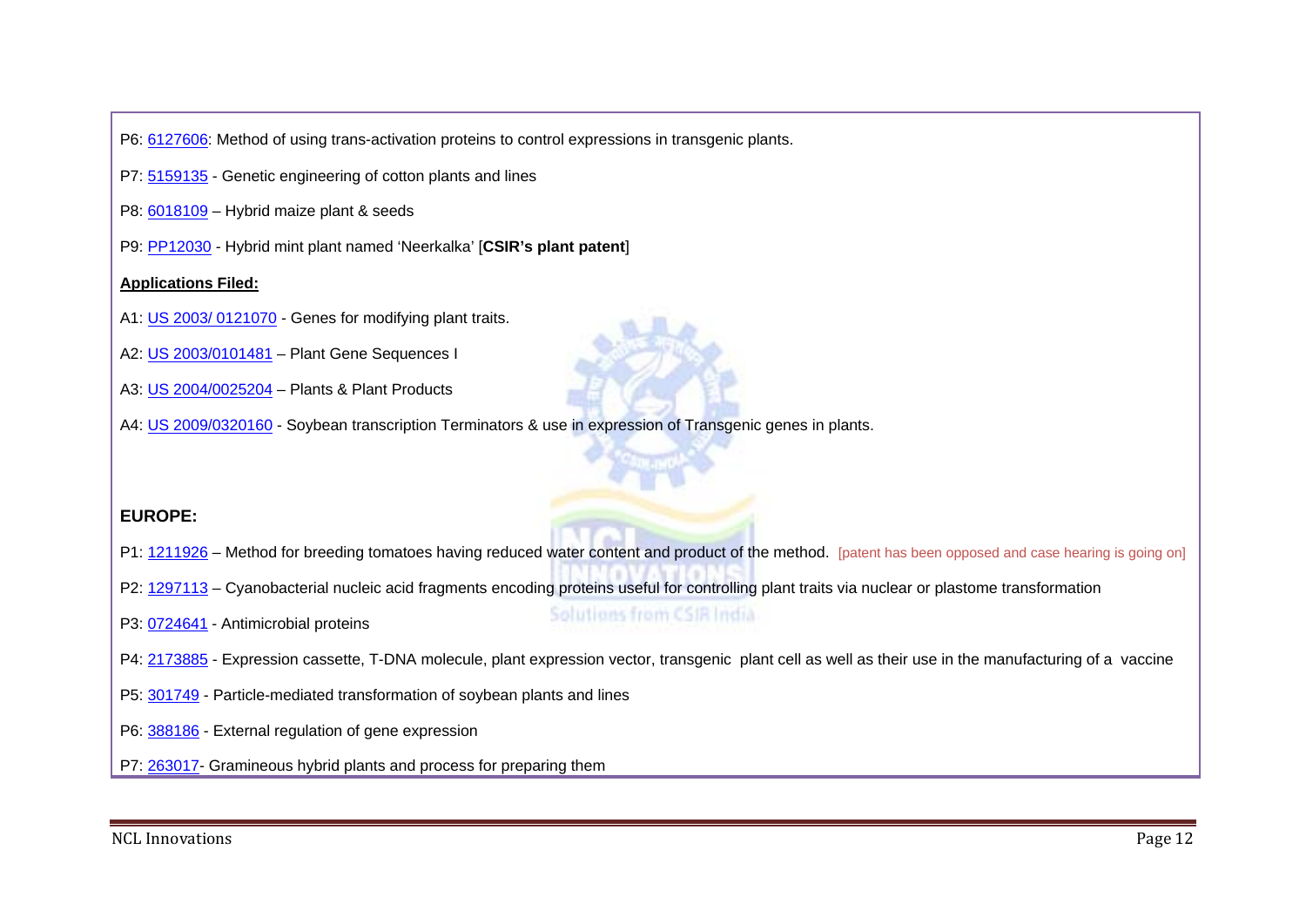P6: 6127606: Method of using trans-activation proteins to control expressions in transgenic plants.

P7: 5159135 - Genetic engineering of cotton plants and lines

P8: 6018109 – Hybrid maize plant & seeds

P9: PP12030 - Hybrid mint plant named 'Neerkalka' [**CSIR's plant patent**]

**Applications Filed:**

A1: US 2003/ 0121070 - Genes for modifying plant traits.

A2: US 2003/0101481 – Plant Gene Sequences I

A3: US 2004/0025204 – Plants & Plant Products

A4: US 2009/0320160 - Soybean transcription Terminators & use in expression of Transgenic genes in plants.

**EUROPE:**

P1: 1211926 – Method for breeding tomatoes having reduced water content and product of the method. [patent has been opposed and case hearing is going on]

P2: 1297113 – Cyanobacterial nucleic acid fragments encoding proteins useful for controlling plant traits via nuclear or plastome transformation

P3: 0724641 - Antimicrobial proteins

P4: 2173885 - Expression cassette, T-DNA molecule, plant expression vector, transgenic plant cell as well as their use in the manufacturing of a vaccine

P5: 301749 - Particle-mediated transformation of soybean plants and lines

P6: 388186 - External regulation of gene expression

P7: 263017- Gramineous hybrid plants and process for preparing them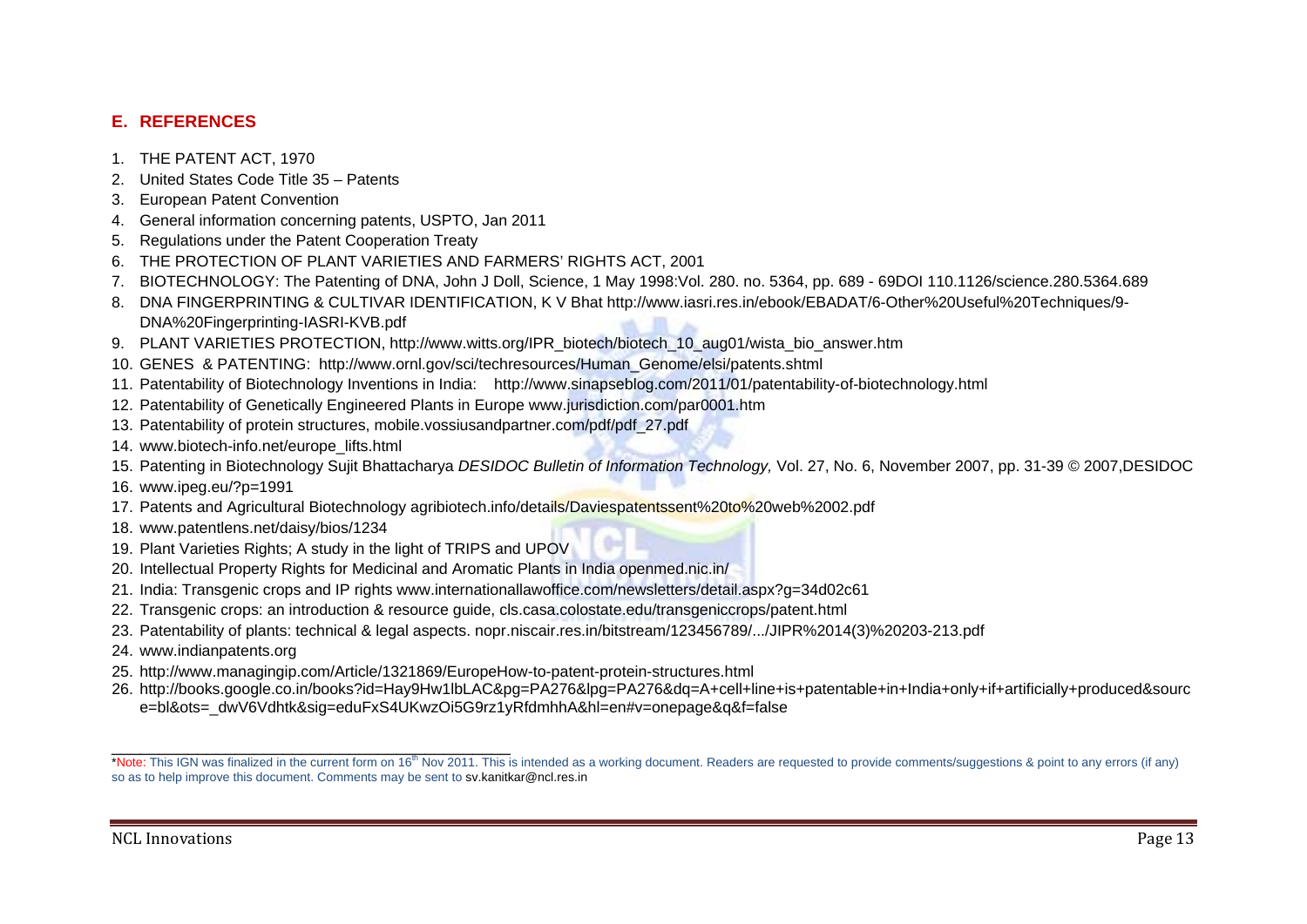## E. REFERENCES

1. THE PATENT ACT, 1970
2. United States Code Title 35 – Patents
3. European Patent Convention
4. General information concerning patents, USPTO, Jan 2011
5. Regulations under the Patent Cooperation Treaty
6. THE PROTECTION OF PLANT VARIETIES AND FARMERS' RIGHTS ACT, 2001
7. BIOTECHNOLOGY: The Patenting of DNA, John J Doll, Science, 1 May 1998:Vol. 280. no. 5364, pp. 689 - 69DOI 110.1126/science.280.5364.689
8. DNA FINGERPRINTING & CULTIVAR IDENTIFICATION, K V Bhat http://www.iasri.res.in/ebook/EBADAT/6-Other%20Useful%20Techniques/9-DNA%20Fingerprinting-IASRI-KVB.pdf
9. PLANT VARIETIES PROTECTION, http://www.witts.org/IPR_biotech/biotech_10_aug01/wista_bio_answer.htm
10. GENES & PATENTING: http://www.ornl.gov/sci/techresources/Human_Genome/elsi/patents.shtml
11. Patentability of Biotechnology Inventions in India: http://www.sinapseblog.com/2011/01/patentability-of-biotechnology.html
12. Patentability of Genetically Engineered Plants in Europe www.jurisdiction.com/par0001.htm
13. Patentability of protein structures, mobile.vossiusandpartner.com/pdf/pdf_27.pdf
14. www.biotech-info.net/europe_lifts.html
15. Patenting in Biotechnology Sujit Bhattacharya *DESIDOC Bulletin of Information Technology,* Vol. 27, No. 6, November 2007, pp. 31-39 © 2007,DESIDOC
16. www.ipeg.eu/?p=1991
17. Patents and Agricultural Biotechnology agribiotech.info/details/Daviespatentssent%20to%20web%2002.pdf
18. www.patentlens.net/daisy/bios/1234
19. Plant Varieties Rights; A study in the light of TRIPS and UPOV
20. Intellectual Property Rights for Medicinal and Aromatic Plants in India openmed.nic.in/
21. India: Transgenic crops and IP rights www.internationallawoffice.com/newsletters/detail.aspx?g=34d02c61
22. Transgenic crops: an introduction & resource guide, cls.casa.colostate.edu/transgeniccrops/patent.html
23. Patentability of plants: technical & legal aspects. nopr.niscair.res.in/bitstream/123456789/.../JIPR%2014(3)%20203-213.pdf
24. www.indianpatents.org
25. http://www.managingip.com/Article/1321869/EuropeHow-to-patent-protein-structures.html
26. http://books.google.co.in/books?id=Hay9Hw1lbLAC&pg=PA276&lpg=PA276&dq=A+cell+line+is+patentable+in+India+only+if+artificially+produced&source=bl&ots=_dwV6Vdhtk&sig=eduFxS4UKwzOi5G9rz1yRfdmhhA&hl=en#v=onepage&q&f=false

---

*Note: This IGN was finalized in the current form on 16th Nov 2011. This is intended as a working document. Readers are requested to provide comments/suggestions & point to any errors (if any) so as to help improve this document. Comments may be sent to sv.kanitkar@ncl.res.in